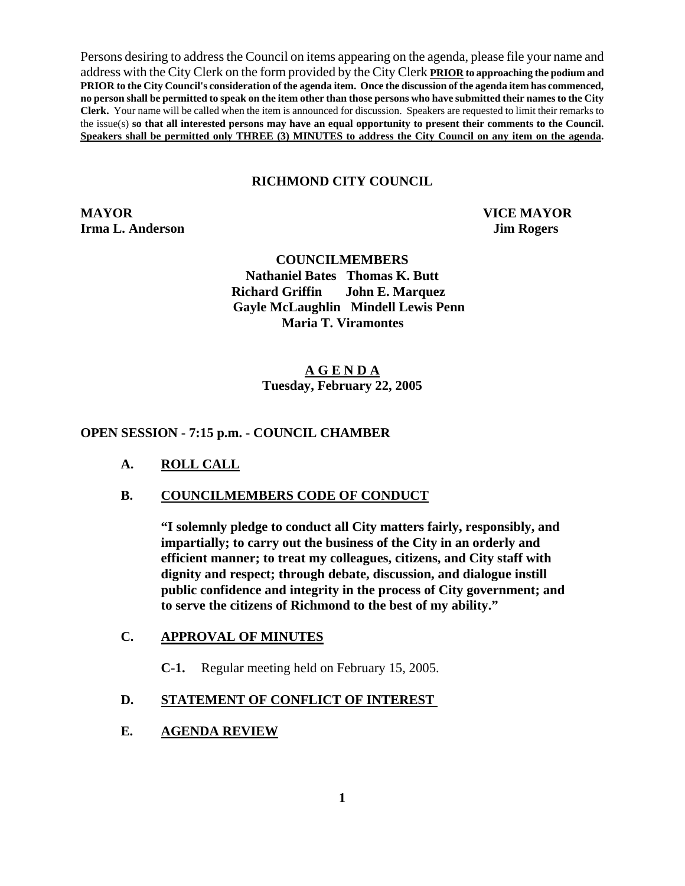Persons desiring to address the Council on items appearing on the agenda, please file your name and address with the City Clerk on the form provided by the City Clerk **PRIOR to approaching the podium and PRIOR to the City Council's consideration of the agenda item. Once the discussion of the agenda item has commenced, no person shall be permitted to speak on the item other than those persons who have submitted their names to the City Clerk.** Your name will be called when the item is announced for discussion. Speakers are requested to limit their remarks to the issue(s) **so that all interested persons may have an equal opportunity to present their comments to the Council. Speakers shall be permitted only THREE (3) MINUTES to address the City Council on any item on the agenda.**

# RICHMOND CITY COUNCIL

**MAYOR**
**Irma L. Anderson**

**VICE MAYOR**
**Jim Rogers**

**COUNCILMEMBERS**

**Nathaniel Bates Thomas K. Butt**
**Richard Griffin John E. Marquez**
**Gayle McLaughlin Mindell Lewis Penn**
**Maria T. Viramontes**

## A G E N D A

**Tuesday, February 22, 2005**

## OPEN SESSION - 7:15 p.m. - COUNCIL CHAMBER

**A. ROLL CALL**

**B. COUNCILMEMBERS CODE OF CONDUCT**

**"I solemnly pledge to conduct all City matters fairly, responsibly, and impartially; to carry out the business of the City in an orderly and efficient manner; to treat my colleagues, citizens, and City staff with dignity and respect; through debate, discussion, and dialogue instill public confidence and integrity in the process of City government; and to serve the citizens of Richmond to the best of my ability."**

**C. APPROVAL OF MINUTES**

**C-1.** Regular meeting held on February 15, 2005.

**D. STATEMENT OF CONFLICT OF INTEREST**

**E. AGENDA REVIEW**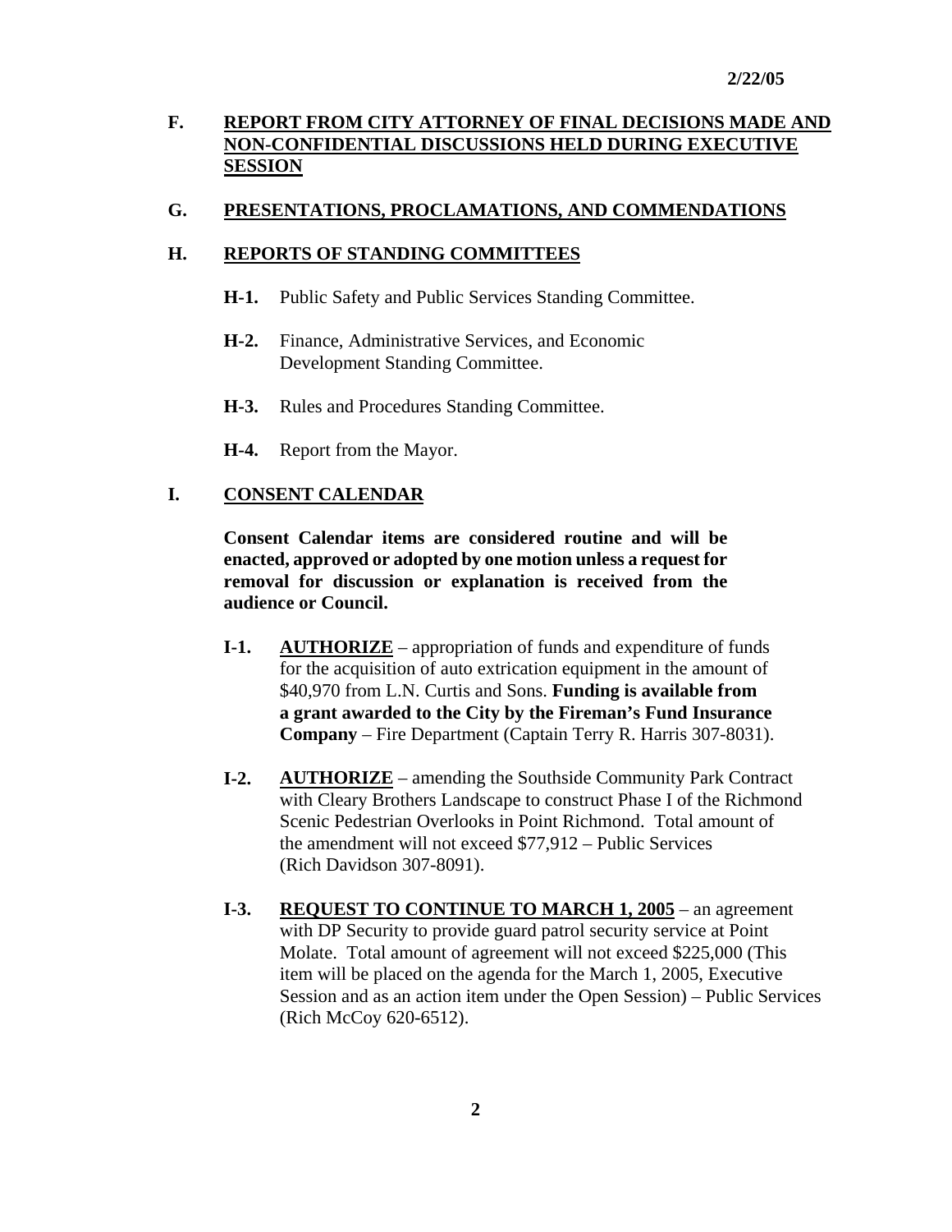## F. <u>REPORT FROM CITY ATTORNEY OF FINAL DECISIONS MADE AND NON-CONFIDENTIAL DISCUSSIONS HELD DURING EXECUTIVE SESSION</u>

## G. <u>PRESENTATIONS, PROCLAMATIONS, AND COMMENDATIONS</u>

## H. <u>REPORTS OF STANDING COMMITTEES</u>

**H-1.** Public Safety and Public Services Standing Committee.

**H-2.** Finance, Administrative Services, and Economic Development Standing Committee.

**H-3.** Rules and Procedures Standing Committee.

**H-4.** Report from the Mayor.

## I. <u>CONSENT CALENDAR</u>

**Consent Calendar items are considered routine and will be enacted, approved or adopted by one motion unless a request for removal for discussion or explanation is received from the audience or Council.**

**I-1.** **<u>AUTHORIZE</u>** – appropriation of funds and expenditure of funds for the acquisition of auto extrication equipment in the amount of $40,970 from L.N. Curtis and Sons. **Funding is available from a grant awarded to the City by the Fireman's Fund Insurance Company** – Fire Department (Captain Terry R. Harris 307-8031).

**I-2.** **<u>AUTHORIZE</u>** – amending the Southside Community Park Contract with Cleary Brothers Landscape to construct Phase I of the Richmond Scenic Pedestrian Overlooks in Point Richmond. Total amount of the amendment will not exceed $77,912 – Public Services (Rich Davidson 307-8091).

**I-3.** **<u>REQUEST TO CONTINUE TO MARCH 1, 2005</u>** – an agreement with DP Security to provide guard patrol security service at Point Molate. Total amount of agreement will not exceed $225,000 (This item will be placed on the agenda for the March 1, 2005, Executive Session and as an action item under the Open Session) – Public Services (Rich McCoy 620-6512).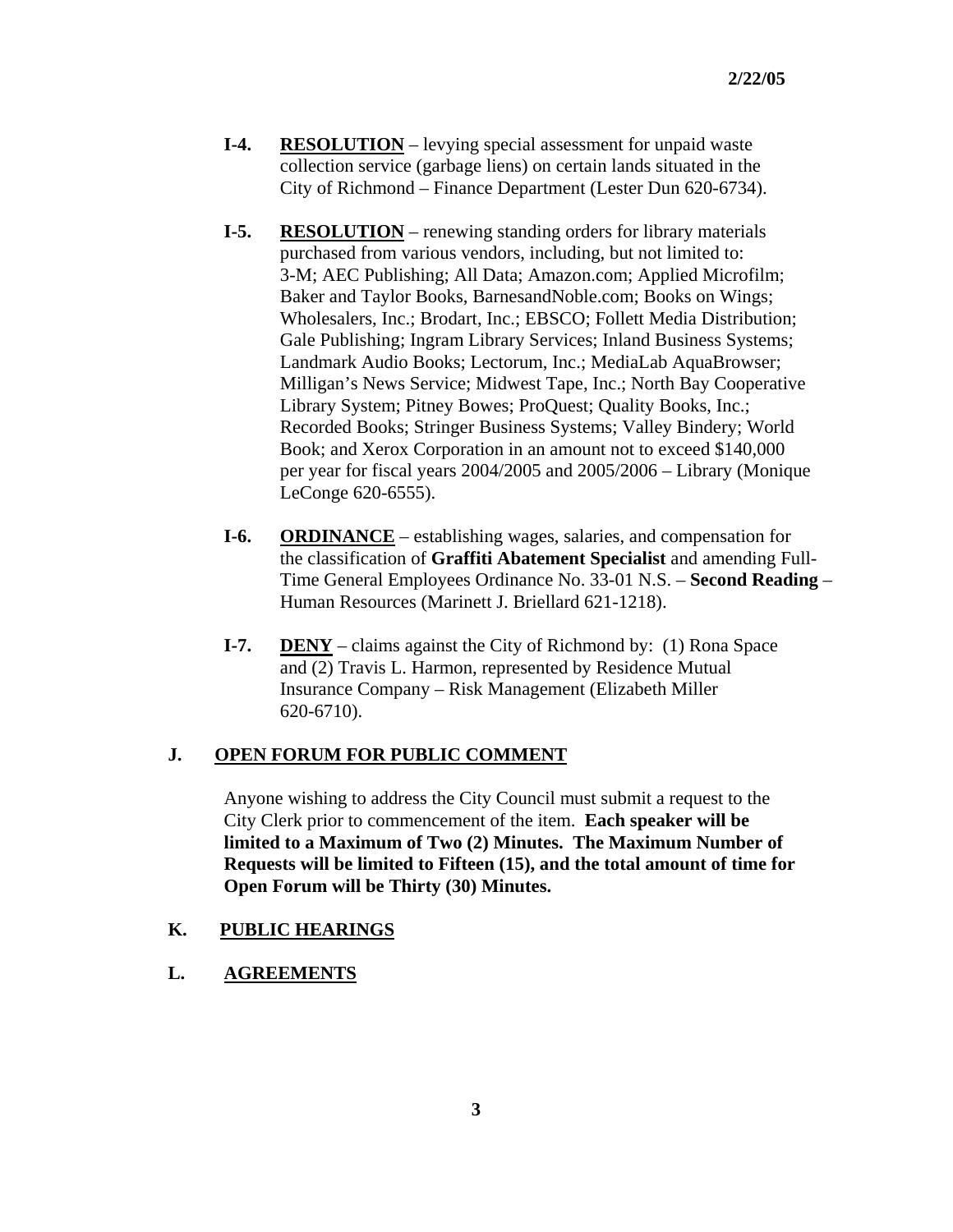**I-4.** **<u>RESOLUTION</u>** – levying special assessment for unpaid waste collection service (garbage liens) on certain lands situated in the City of Richmond – Finance Department (Lester Dun 620-6734).

**I-5.** **<u>RESOLUTION</u>** – renewing standing orders for library materials purchased from various vendors, including, but not limited to: 3-M; AEC Publishing; All Data; Amazon.com; Applied Microfilm; Baker and Taylor Books, BarnesandNoble.com; Books on Wings; Wholesalers, Inc.; Brodart, Inc.; EBSCO; Follett Media Distribution; Gale Publishing; Ingram Library Services; Inland Business Systems; Landmark Audio Books; Lectorum, Inc.; MediaLab AquaBrowser; Milligan's News Service; Midwest Tape, Inc.; North Bay Cooperative Library System; Pitney Bowes; ProQuest; Quality Books, Inc.; Recorded Books; Stringer Business Systems; Valley Bindery; World Book; and Xerox Corporation in an amount not to exceed $140,000 per year for fiscal years 2004/2005 and 2005/2006 – Library (Monique LeConge 620-6555).

**I-6.** **<u>ORDINANCE</u>** – establishing wages, salaries, and compensation for the classification of **Graffiti Abatement Specialist** and amending Full-Time General Employees Ordinance No. 33-01 N.S. – **Second Reading** – Human Resources (Marinett J. Briellard 621-1218).

**I-7.** **<u>DENY</u>** – claims against the City of Richmond by: (1) Rona Space and (2) Travis L. Harmon, represented by Residence Mutual Insurance Company – Risk Management (Elizabeth Miller 620-6710).

## J. <u>OPEN FORUM FOR PUBLIC COMMENT</u>

Anyone wishing to address the City Council must submit a request to the City Clerk prior to commencement of the item. **Each speaker will be limited to a Maximum of Two (2) Minutes. The Maximum Number of Requests will be limited to Fifteen (15), and the total amount of time for Open Forum will be Thirty (30) Minutes.**

## K. <u>PUBLIC HEARINGS</u>

## L. <u>AGREEMENTS</u>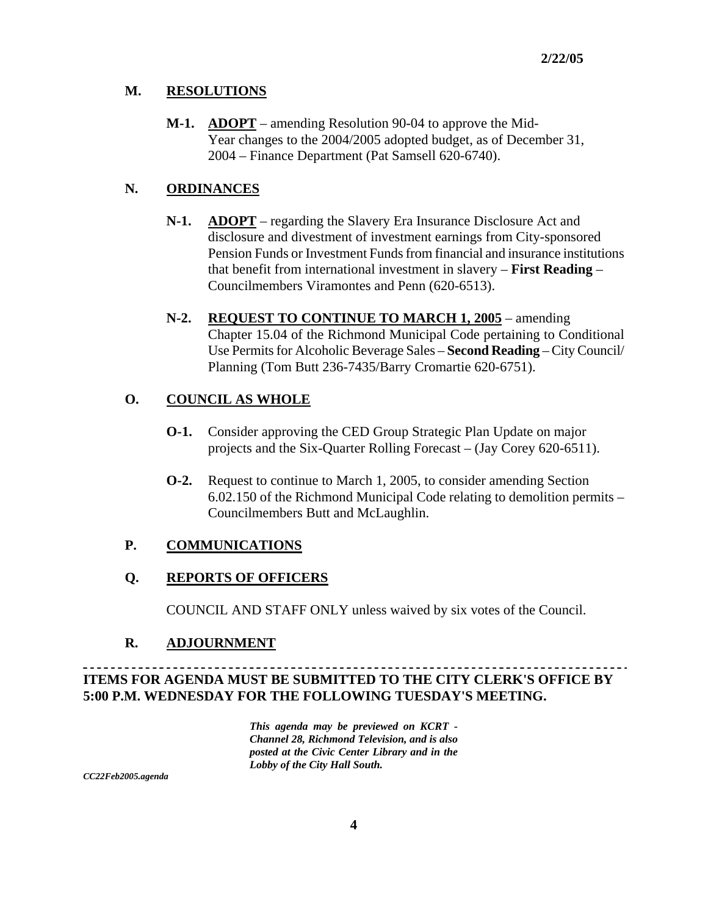## M. RESOLUTIONS

**M-1.** **ADOPT** – amending Resolution 90-04 to approve the Mid-Year changes to the 2004/2005 adopted budget, as of December 31, 2004 – Finance Department (Pat Samsell 620-6740).

## N. ORDINANCES

**N-1.** **ADOPT** – regarding the Slavery Era Insurance Disclosure Act and disclosure and divestment of investment earnings from City-sponsored Pension Funds or Investment Funds from financial and insurance institutions that benefit from international investment in slavery – **First Reading** – Councilmembers Viramontes and Penn (620-6513).

**N-2.** **REQUEST TO CONTINUE TO MARCH 1, 2005** – amending Chapter 15.04 of the Richmond Municipal Code pertaining to Conditional Use Permits for Alcoholic Beverage Sales – **Second Reading** – City Council/ Planning (Tom Butt 236-7435/Barry Cromartie 620-6751).

## O. COUNCIL AS WHOLE

**O-1.** Consider approving the CED Group Strategic Plan Update on major projects and the Six-Quarter Rolling Forecast – (Jay Corey 620-6511).

**O-2.** Request to continue to March 1, 2005, to consider amending Section 6.02.150 of the Richmond Municipal Code relating to demolition permits – Councilmembers Butt and McLaughlin.

## P. COMMUNICATIONS

## Q. REPORTS OF OFFICERS

COUNCIL AND STAFF ONLY unless waived by six votes of the Council.

## R. ADJOURNMENT

---

**ITEMS FOR AGENDA MUST BE SUBMITTED TO THE CITY CLERK'S OFFICE BY 5:00 P.M. WEDNESDAY FOR THE FOLLOWING TUESDAY'S MEETING.**

***This agenda may be previewed on KCRT - Channel 28, Richmond Television, and is also posted at the Civic Center Library and in the Lobby of the City Hall South.***

***CC22Feb2005.agenda***